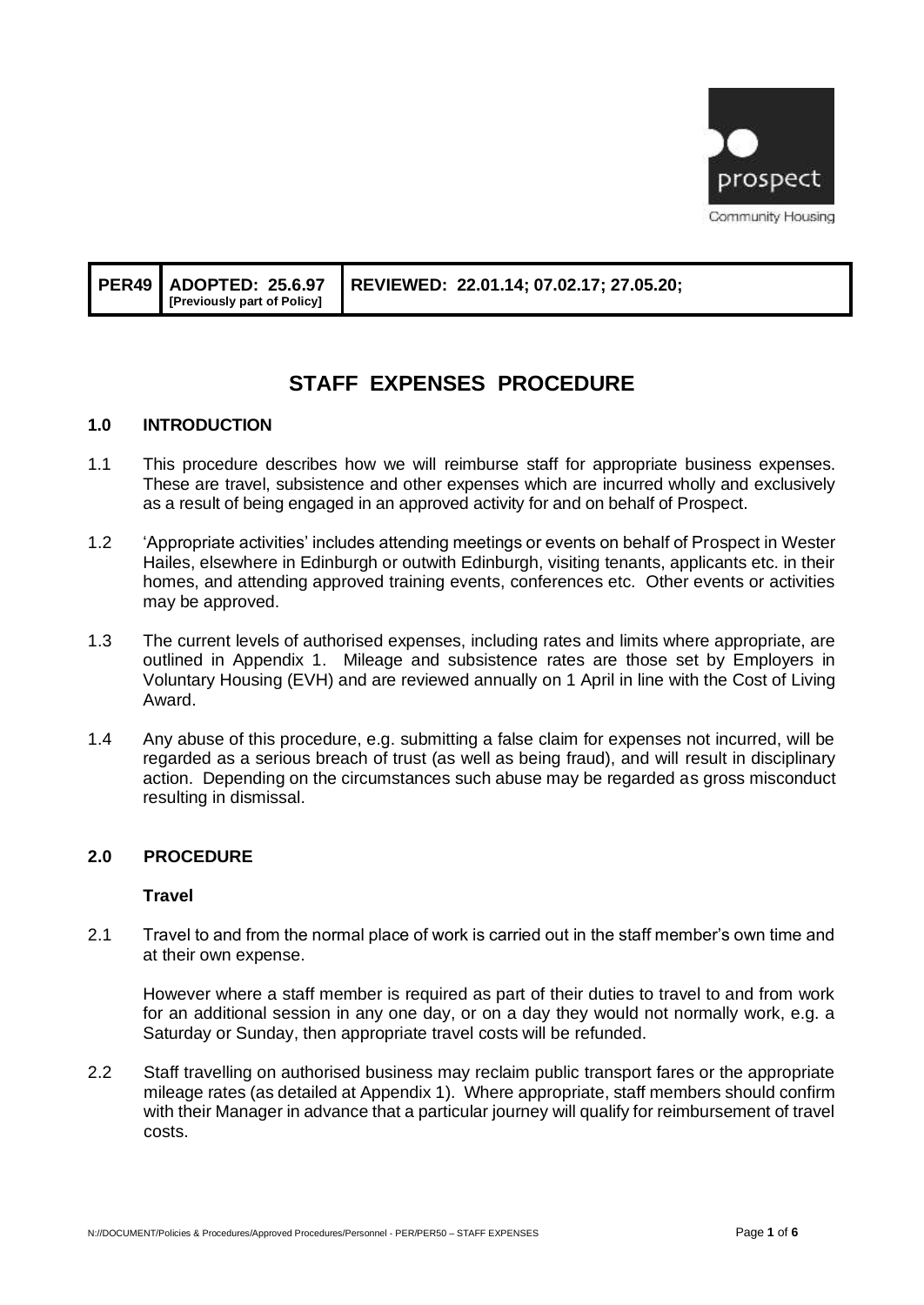prospect

Community Housing

| PER49 | ADOPTED: 25.6.97 [Previously part of Policy] | REVIEWED: 22.01.14; 07.02.17; 27.05.20; |
|---|---|---|

# STAFF EXPENSES PROCEDURE

## 1.0 INTRODUCTION

1.1 This procedure describes how we will reimburse staff for appropriate business expenses. These are travel, subsistence and other expenses which are incurred wholly and exclusively as a result of being engaged in an approved activity for and on behalf of Prospect.

1.2 'Appropriate activities' includes attending meetings or events on behalf of Prospect in Wester Hailes, elsewhere in Edinburgh or outwith Edinburgh, visiting tenants, applicants etc. in their homes, and attending approved training events, conferences etc. Other events or activities may be approved.

1.3 The current levels of authorised expenses, including rates and limits where appropriate, are outlined in Appendix 1. Mileage and subsistence rates are those set by Employers in Voluntary Housing (EVH) and are reviewed annually on 1 April in line with the Cost of Living Award.

1.4 Any abuse of this procedure, e.g. submitting a false claim for expenses not incurred, will be regarded as a serious breach of trust (as well as being fraud), and will result in disciplinary action. Depending on the circumstances such abuse may be regarded as gross misconduct resulting in dismissal.

## 2.0 PROCEDURE

### Travel

2.1 Travel to and from the normal place of work is carried out in the staff member's own time and at their own expense.

However where a staff member is required as part of their duties to travel to and from work for an additional session in any one day, or on a day they would not normally work, e.g. a Saturday or Sunday, then appropriate travel costs will be refunded.

2.2 Staff travelling on authorised business may reclaim public transport fares or the appropriate mileage rates (as detailed at Appendix 1). Where appropriate, staff members should confirm with their Manager in advance that a particular journey will qualify for reimbursement of travel costs.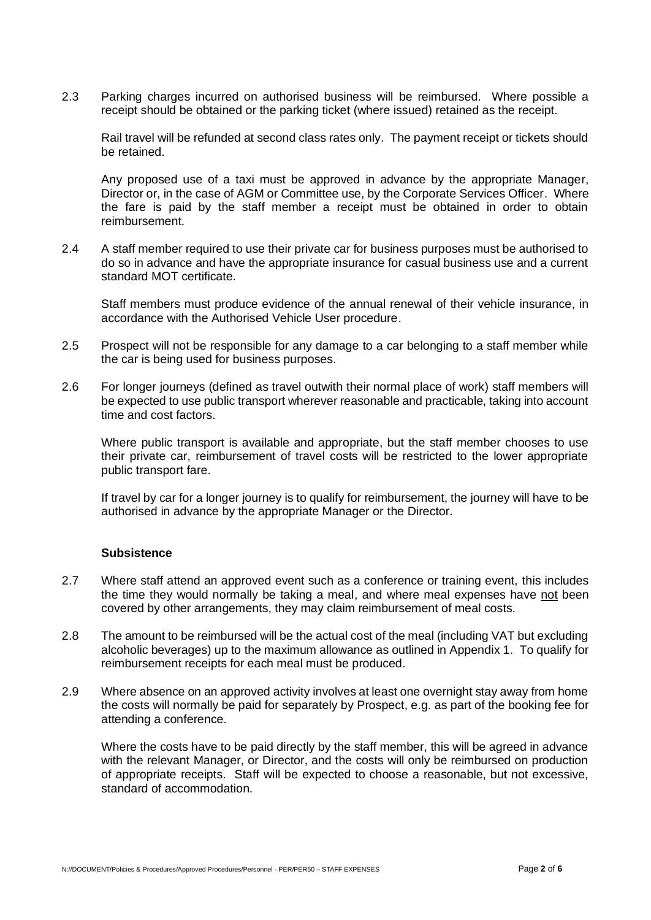2.3 Parking charges incurred on authorised business will be reimbursed. Where possible a receipt should be obtained or the parking ticket (where issued) retained as the receipt.

Rail travel will be refunded at second class rates only. The payment receipt or tickets should be retained.

Any proposed use of a taxi must be approved in advance by the appropriate Manager, Director or, in the case of AGM or Committee use, by the Corporate Services Officer. Where the fare is paid by the staff member a receipt must be obtained in order to obtain reimbursement.

2.4 A staff member required to use their private car for business purposes must be authorised to do so in advance and have the appropriate insurance for casual business use and a current standard MOT certificate.

Staff members must produce evidence of the annual renewal of their vehicle insurance, in accordance with the Authorised Vehicle User procedure.

2.5 Prospect will not be responsible for any damage to a car belonging to a staff member while the car is being used for business purposes.

2.6 For longer journeys (defined as travel outwith their normal place of work) staff members will be expected to use public transport wherever reasonable and practicable, taking into account time and cost factors.

Where public transport is available and appropriate, but the staff member chooses to use their private car, reimbursement of travel costs will be restricted to the lower appropriate public transport fare.

If travel by car for a longer journey is to qualify for reimbursement, the journey will have to be authorised in advance by the appropriate Manager or the Director.

**Subsistence**

2.7 Where staff attend an approved event such as a conference or training event, this includes the time they would normally be taking a meal, and where meal expenses have not been covered by other arrangements, they may claim reimbursement of meal costs.

2.8 The amount to be reimbursed will be the actual cost of the meal (including VAT but excluding alcoholic beverages) up to the maximum allowance as outlined in Appendix 1. To qualify for reimbursement receipts for each meal must be produced.

2.9 Where absence on an approved activity involves at least one overnight stay away from home the costs will normally be paid for separately by Prospect, e.g. as part of the booking fee for attending a conference.

Where the costs have to be paid directly by the staff member, this will be agreed in advance with the relevant Manager, or Director, and the costs will only be reimbursed on production of appropriate receipts. Staff will be expected to choose a reasonable, but not excessive, standard of accommodation.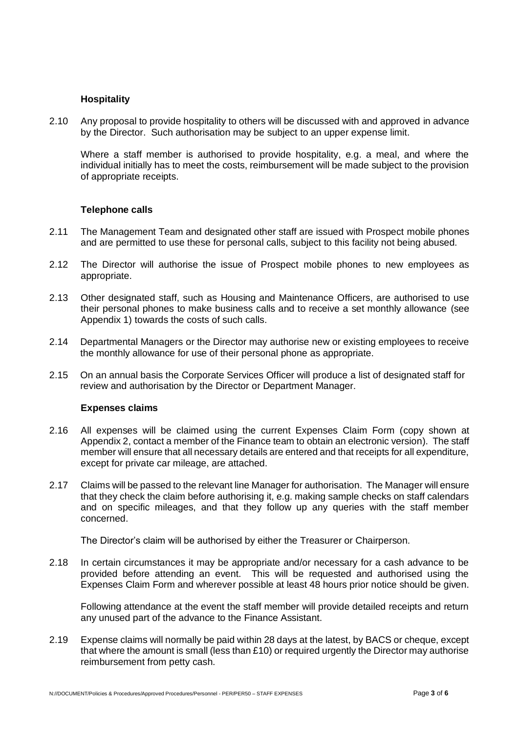### Hospitality

2.10 Any proposal to provide hospitality to others will be discussed with and approved in advance by the Director. Such authorisation may be subject to an upper expense limit.

Where a staff member is authorised to provide hospitality, e.g. a meal, and where the individual initially has to meet the costs, reimbursement will be made subject to the provision of appropriate receipts.

### Telephone calls

2.11 The Management Team and designated other staff are issued with Prospect mobile phones and are permitted to use these for personal calls, subject to this facility not being abused.

2.12 The Director will authorise the issue of Prospect mobile phones to new employees as appropriate.

2.13 Other designated staff, such as Housing and Maintenance Officers, are authorised to use their personal phones to make business calls and to receive a set monthly allowance (see Appendix 1) towards the costs of such calls.

2.14 Departmental Managers or the Director may authorise new or existing employees to receive the monthly allowance for use of their personal phone as appropriate.

2.15 On an annual basis the Corporate Services Officer will produce a list of designated staff for review and authorisation by the Director or Department Manager.

### Expenses claims

2.16 All expenses will be claimed using the current Expenses Claim Form (copy shown at Appendix 2, contact a member of the Finance team to obtain an electronic version). The staff member will ensure that all necessary details are entered and that receipts for all expenditure, except for private car mileage, are attached.

2.17 Claims will be passed to the relevant line Manager for authorisation. The Manager will ensure that they check the claim before authorising it, e.g. making sample checks on staff calendars and on specific mileages, and that they follow up any queries with the staff member concerned.

The Director's claim will be authorised by either the Treasurer or Chairperson.

2.18 In certain circumstances it may be appropriate and/or necessary for a cash advance to be provided before attending an event. This will be requested and authorised using the Expenses Claim Form and wherever possible at least 48 hours prior notice should be given.

Following attendance at the event the staff member will provide detailed receipts and return any unused part of the advance to the Finance Assistant.

2.19 Expense claims will normally be paid within 28 days at the latest, by BACS or cheque, except that where the amount is small (less than £10) or required urgently the Director may authorise reimbursement from petty cash.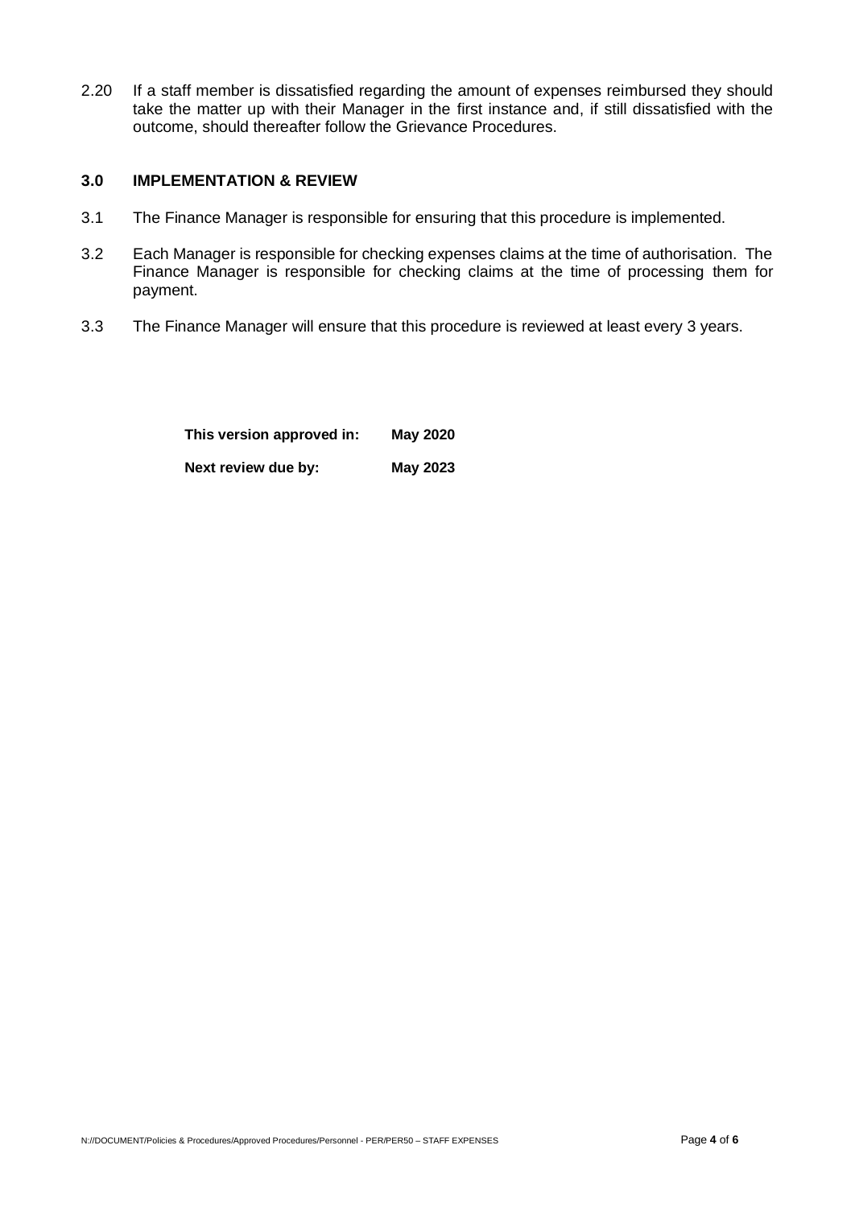2.20 If a staff member is dissatisfied regarding the amount of expenses reimbursed they should take the matter up with their Manager in the first instance and, if still dissatisfied with the outcome, should thereafter follow the Grievance Procedures.

## 3.0 IMPLEMENTATION & REVIEW

3.1 The Finance Manager is responsible for ensuring that this procedure is implemented.

3.2 Each Manager is responsible for checking expenses claims at the time of authorisation. The Finance Manager is responsible for checking claims at the time of processing them for payment.

3.3 The Finance Manager will ensure that this procedure is reviewed at least every 3 years.

**This version approved in:** **May 2020**

**Next review due by:** **May 2023**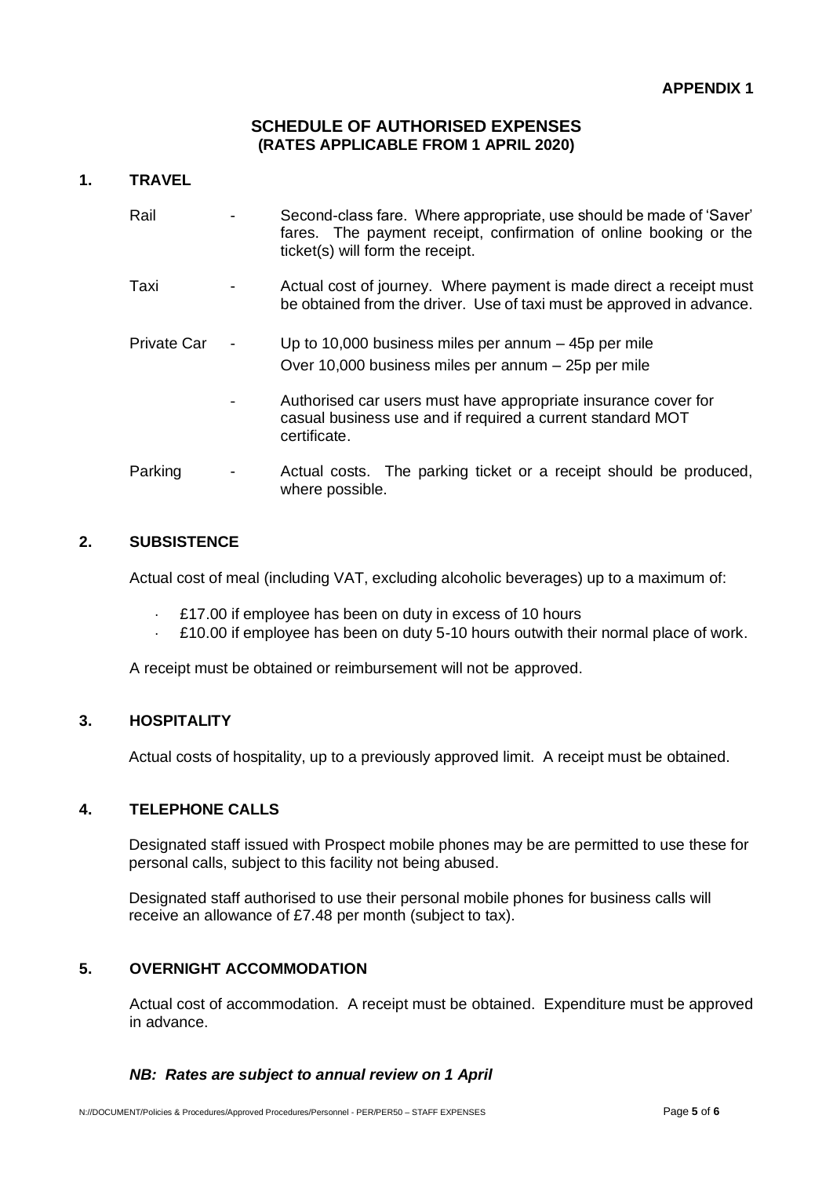**APPENDIX 1**

## SCHEDULE OF AUTHORISED EXPENSES
### (RATES APPLICABLE FROM 1 APRIL 2020)

### 1. TRAVEL

Rail - Second-class fare. Where appropriate, use should be made of 'Saver' fares. The payment receipt, confirmation of online booking or the ticket(s) will form the receipt.

Taxi - Actual cost of journey. Where payment is made direct a receipt must be obtained from the driver. Use of taxi must be approved in advance.

Private Car - Up to 10,000 business miles per annum – 45p per mile
Over 10,000 business miles per annum – 25p per mile

- Authorised car users must have appropriate insurance cover for casual business use and if required a current standard MOT certificate.

Parking - Actual costs. The parking ticket or a receipt should be produced, where possible.

### 2. SUBSISTENCE

Actual cost of meal (including VAT, excluding alcoholic beverages) up to a maximum of:

- £17.00 if employee has been on duty in excess of 10 hours
- £10.00 if employee has been on duty 5-10 hours outwith their normal place of work.

A receipt must be obtained or reimbursement will not be approved.

### 3. HOSPITALITY

Actual costs of hospitality, up to a previously approved limit. A receipt must be obtained.

### 4. TELEPHONE CALLS

Designated staff issued with Prospect mobile phones may be are permitted to use these for personal calls, subject to this facility not being abused.

Designated staff authorised to use their personal mobile phones for business calls will receive an allowance of £7.48 per month (subject to tax).

### 5. OVERNIGHT ACCOMMODATION

Actual cost of accommodation. A receipt must be obtained. Expenditure must be approved in advance.

***NB: Rates are subject to annual review on 1 April***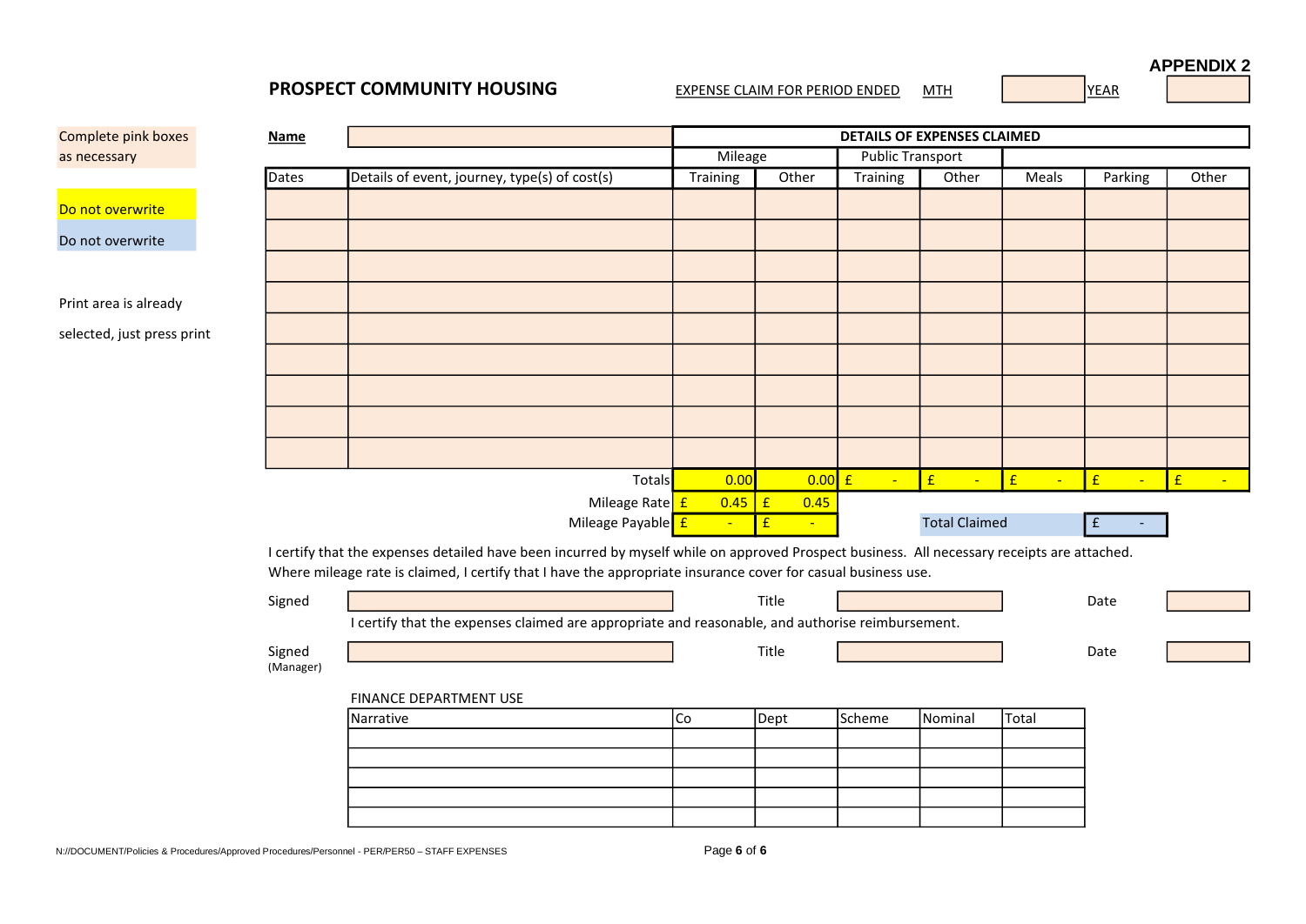**APPENDIX 2**

## PROSPECT COMMUNITY HOUSING

EXPENSE CLAIM FOR PERIOD ENDED MTH YEAR

Complete pink boxes as necessary

Do not overwrite

Do not overwrite

Print area is already selected, just press print

**Name**

| | | DETAILS OF EXPENSES CLAIMED | | | | | | |
|---|---|---|---|---|---|---|---|---|
| | | Mileage | | Public Transport | | | | |
| Dates | Details of event, journey, type(s) of cost(s) | Training | Other | Training | Other | Meals | Parking | Other |
| | | | | | | | | |
| | | | | | | | | |
| | | | | | | | | |
| | | | | | | | | |
| | | | | | | | | |
| | | | | | | | | |
| | | | | | | | | |
| | | | | | | | | |
| | | | | | | | | |
| | Totals | 0.00 | 0.00 | £ - | £ - | £ - | £ - | £ - |
| | Mileage Rate | £ 0.45 | £ 0.45 | | | | | |
| | Mileage Payable | £ - | £ - | | Total Claimed | | £ - | |

I certify that the expenses detailed have been incurred by myself while on approved Prospect business. All necessary receipts are attached. Where mileage rate is claimed, I certify that I have the appropriate insurance cover for casual business use.

Signed Title Date

I certify that the expenses claimed are appropriate and reasonable, and authorise reimbursement.

Signed (Manager) Title Date

FINANCE DEPARTMENT USE

| Narrative | Co | Dept | Scheme | Nominal | Total |
|---|---|---|---|---|---|
| | | | | | |
| | | | | | |
| | | | | | |
| | | | | | |
| | | | | | |

N://DOCUMENT/Policies & Procedures/Approved Procedures/Personnel - PER/PER50 – STAFF EXPENSES